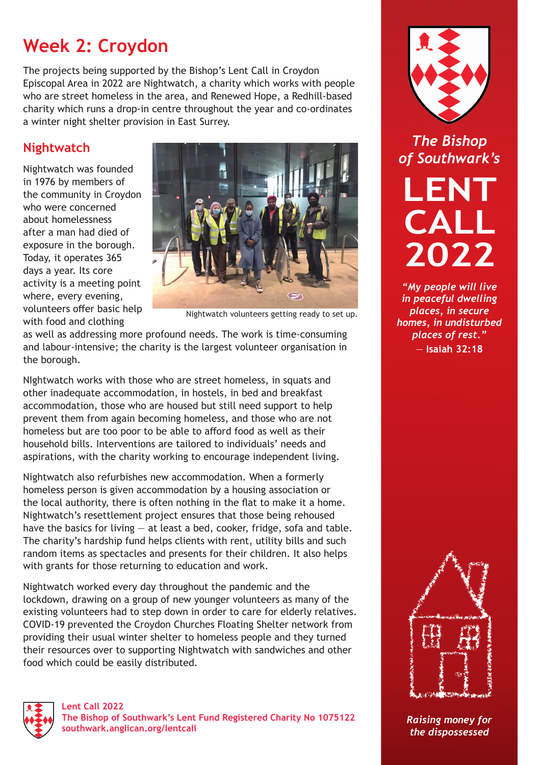# Week 2: Croydon

The projects being supported by the Bishop's Lent Call in Croydon Episcopal Area in 2022 are Nightwatch, a charity which works with people who are street homeless in the area, and Renewed Hope, a Redhill-based charity which runs a drop-in centre throughout the year and co-ordinates a winter night shelter provision in East Surrey.

## Nightwatch

Nightwatch was founded in 1976 by members of the community in Croydon who were concerned about homelessness after a man had died of exposure in the borough. Today, it operates 365 days a year. Its core activity is a meeting point where, every evening, volunteers offer basic help with food and clothing as well as addressing more profound needs. The work is time-consuming and labour-intensive; the charity is the largest volunteer organisation in the borough.

Nightwatch volunteers getting ready to set up.

NIghtwatch works with those who are street homeless, in squats and other inadequate accommodation, in hostels, in bed and breakfast accommodation, those who are housed but still need support to help prevent them from again becoming homeless, and those who are not homeless but are too poor to be able to afford food as well as their household bills. Interventions are tailored to individuals' needs and aspirations, with the charity working to encourage independent living.

Nightwatch also refurbishes new accommodation. When a formerly homeless person is given accommodation by a housing association or the local authority, there is often nothing in the flat to make it a home. Nightwatch's resettlement project ensures that those being rehoused have the basics for living — at least a bed, cooker, fridge, sofa and table. The charity's hardship fund helps clients with rent, utility bills and such random items as spectacles and presents for their children. It also helps with grants for those returning to education and work.

Nightwatch worked every day throughout the pandemic and the lockdown, drawing on a group of new younger volunteers as many of the existing volunteers had to step down in order to care for elderly relatives. COVID-19 prevented the Croydon Churches Floating Shelter network from providing their usual winter shelter to homeless people and they turned their resources over to supporting Nightwatch with sandwiches and other food which could be easily distributed.

**Lent Call 2022**
**The Bishop of Southwark's Lent Fund Registered Charity No 1075122**
**southwark.anglican.org/lentcall**

*The Bishop of Southwark's*

# LENT CALL 2022

*"My people will live in peaceful dwelling places, in secure homes, in undisturbed places of rest."*
— **Isaiah 32:18**

*Raising money for the dispossessed*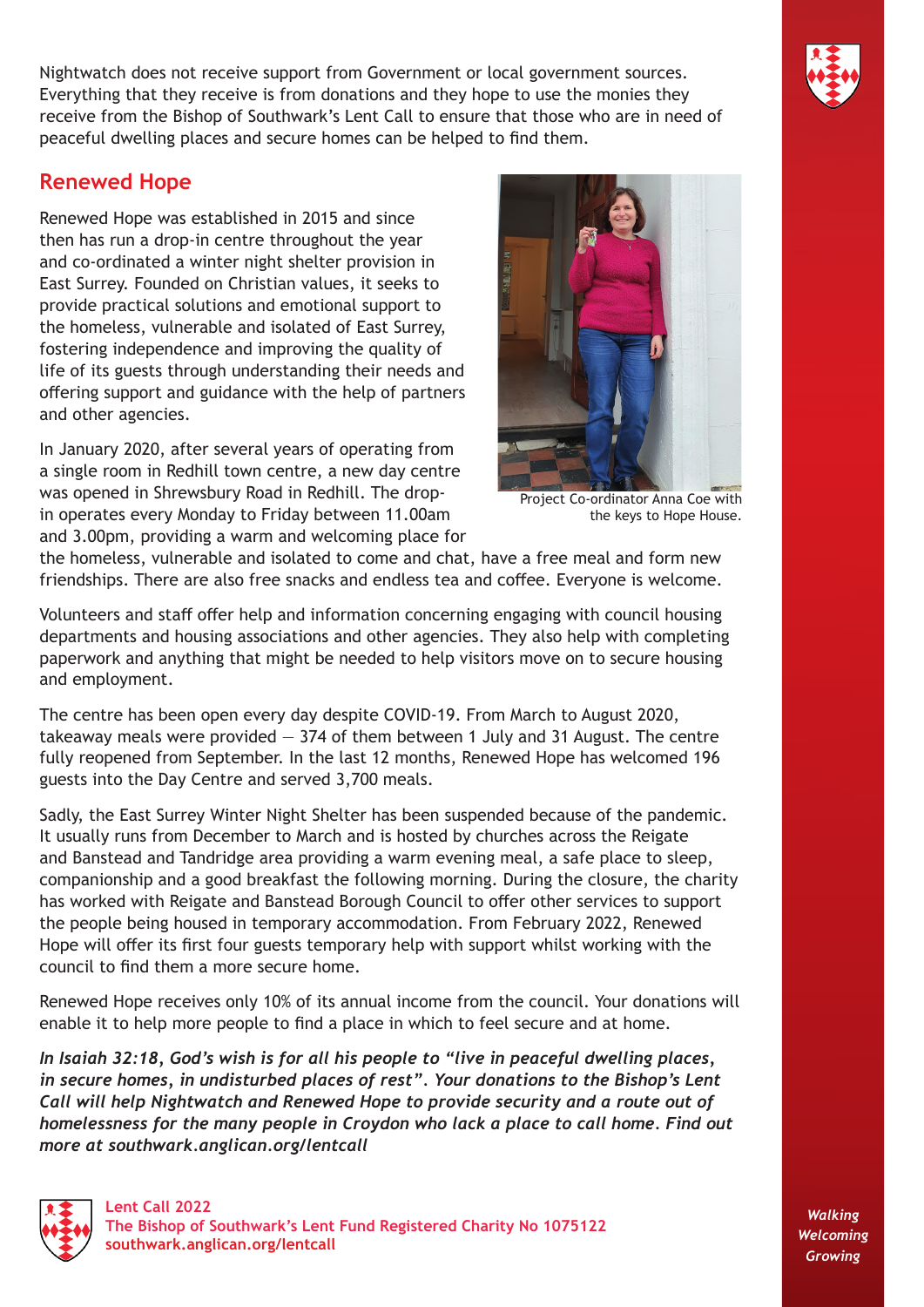Nightwatch does not receive support from Government or local government sources. Everything that they receive is from donations and they hope to use the monies they receive from the Bishop of Southwark's Lent Call to ensure that those who are in need of peaceful dwelling places and secure homes can be helped to find them.

## Renewed Hope

Renewed Hope was established in 2015 and since then has run a drop-in centre throughout the year and co-ordinated a winter night shelter provision in East Surrey. Founded on Christian values, it seeks to provide practical solutions and emotional support to the homeless, vulnerable and isolated of East Surrey, fostering independence and improving the quality of life of its guests through understanding their needs and offering support and guidance with the help of partners and other agencies.

In January 2020, after several years of operating from a single room in Redhill town centre, a new day centre was opened in Shrewsbury Road in Redhill. The drop-in operates every Monday to Friday between 11.00am and 3.00pm, providing a warm and welcoming place for the homeless, vulnerable and isolated to come and chat, have a free meal and form new friendships. There are also free snacks and endless tea and coffee. Everyone is welcome.

Project Co-ordinator Anna Coe with the keys to Hope House.

Volunteers and staff offer help and information concerning engaging with council housing departments and housing associations and other agencies. They also help with completing paperwork and anything that might be needed to help visitors move on to secure housing and employment.

The centre has been open every day despite COVID-19. From March to August 2020, takeaway meals were provided — 374 of them between 1 July and 31 August. The centre fully reopened from September. In the last 12 months, Renewed Hope has welcomed 196 guests into the Day Centre and served 3,700 meals.

Sadly, the East Surrey Winter Night Shelter has been suspended because of the pandemic. It usually runs from December to March and is hosted by churches across the Reigate and Banstead and Tandridge area providing a warm evening meal, a safe place to sleep, companionship and a good breakfast the following morning. During the closure, the charity has worked with Reigate and Banstead Borough Council to offer other services to support the people being housed in temporary accommodation. From February 2022, Renewed Hope will offer its first four guests temporary help with support whilst working with the council to find them a more secure home.

Renewed Hope receives only 10% of its annual income from the council. Your donations will enable it to help more people to find a place in which to feel secure and at home.

***In Isaiah 32:18, God's wish is for all his people to "live in peaceful dwelling places, in secure homes, in undisturbed places of rest". Your donations to the Bishop's Lent Call will help Nightwatch and Renewed Hope to provide security and a route out of homelessness for the many people in Croydon who lack a place to call home. Find out more at southwark.anglican.org/lentcall***

**Lent Call 2022**
**The Bishop of Southwark's Lent Fund Registered Charity No 1075122**
**southwark.anglican.org/lentcall**

*Walking*
*Welcoming*
*Growing*